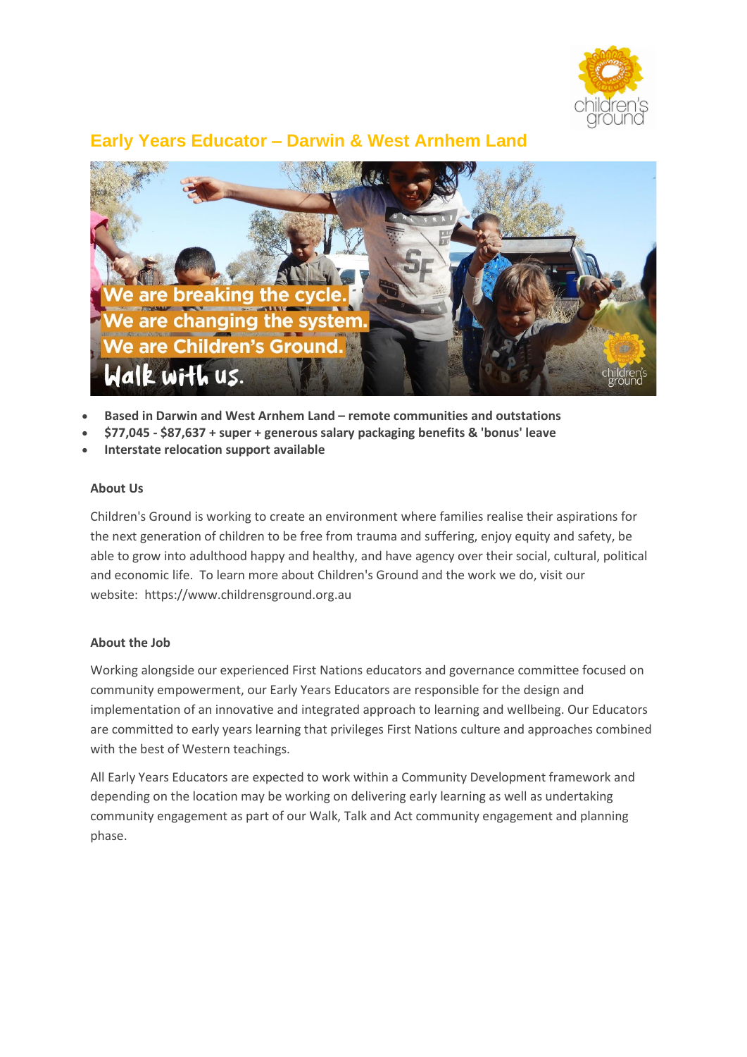# Early Years Educator – Darwin & West Arnhem Land

- **Based in Darwin and West Arnhem Land – remote communities and outstations**
- **$77,045 - $87,637 + super + generous salary packaging benefits & 'bonus' leave**
- **Interstate relocation support available**

**About Us**

Children's Ground is working to create an environment where families realise their aspirations for the next generation of children to be free from trauma and suffering, enjoy equity and safety, be able to grow into adulthood happy and healthy, and have agency over their social, cultural, political and economic life. To learn more about Children's Ground and the work we do, visit our website: https://www.childrensground.org.au

**About the Job**

Working alongside our experienced First Nations educators and governance committee focused on community empowerment, our Early Years Educators are responsible for the design and implementation of an innovative and integrated approach to learning and wellbeing. Our Educators are committed to early years learning that privileges First Nations culture and approaches combined with the best of Western teachings.

All Early Years Educators are expected to work within a Community Development framework and depending on the location may be working on delivering early learning as well as undertaking community engagement as part of our Walk, Talk and Act community engagement and planning phase.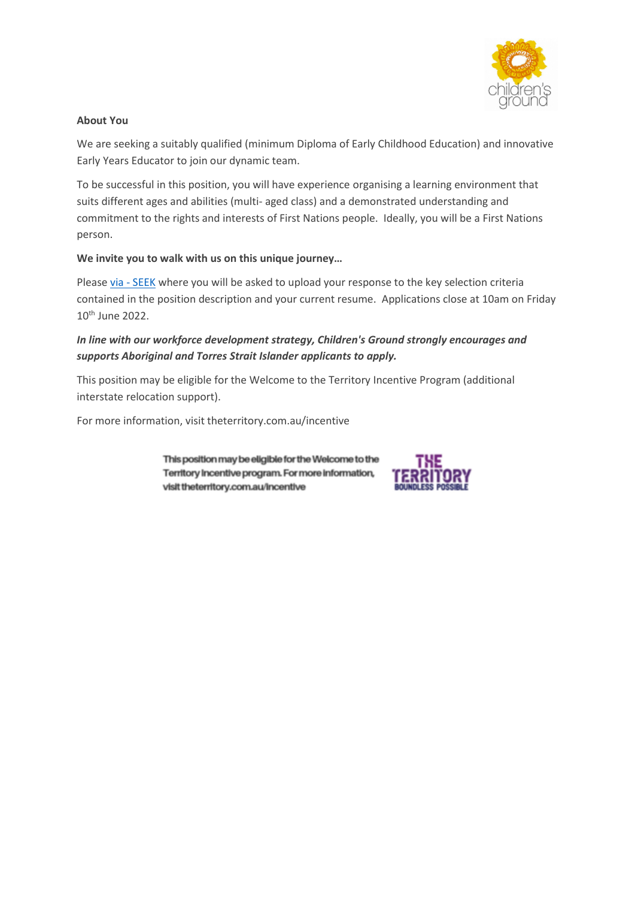**About You**

We are seeking a suitably qualified (minimum Diploma of Early Childhood Education) and innovative Early Years Educator to join our dynamic team.

To be successful in this position, you will have experience organising a learning environment that suits different ages and abilities (multi- aged class) and a demonstrated understanding and commitment to the rights and interests of First Nations people. Ideally, you will be a First Nations person.

**We invite you to walk with us on this unique journey…**

Please via - SEEK where you will be asked to upload your response to the key selection criteria contained in the position description and your current resume. Applications close at 10am on Friday 10th June 2022.

***In line with our workforce development strategy, Children's Ground strongly encourages and supports Aboriginal and Torres Strait Islander applicants to apply.***

This position may be eligible for the Welcome to the Territory Incentive Program (additional interstate relocation support).

For more information, visit theterritory.com.au/incentive

This position may be eligible for the Welcome to the Territory Incentive program. For more information, visit theterritory.com.au/incentive

THE TERRITORY BOUNDLESS POSSIBLE